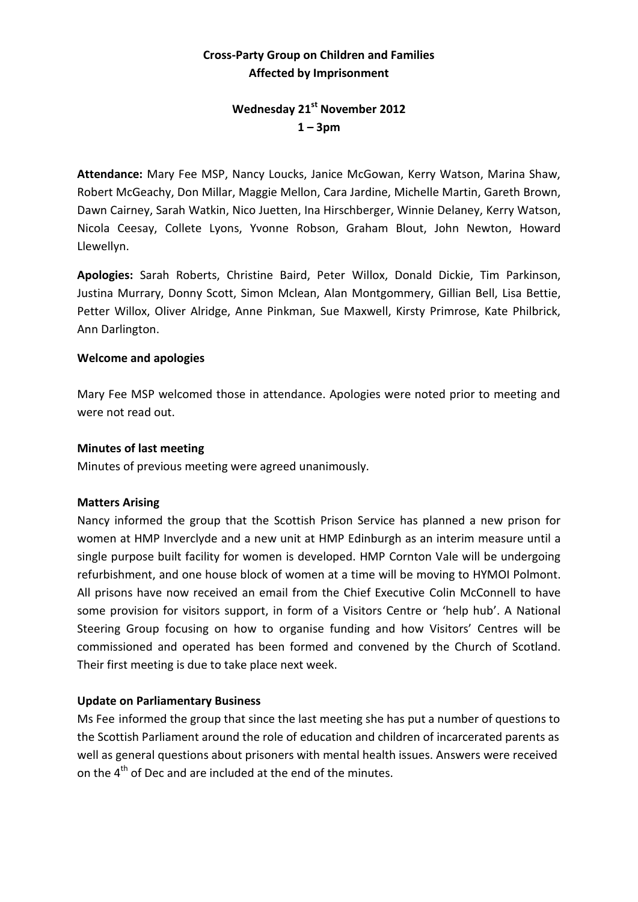# Cross-Party Group on Children and Families Affected by Imprisonment

## Wednesday 21st November 2012
## 1 – 3pm

**Attendance:** Mary Fee MSP, Nancy Loucks, Janice McGowan, Kerry Watson, Marina Shaw, Robert McGeachy, Don Millar, Maggie Mellon, Cara Jardine, Michelle Martin, Gareth Brown, Dawn Cairney, Sarah Watkin, Nico Juetten, Ina Hirschberger, Winnie Delaney, Kerry Watson, Nicola Ceesay, Collete Lyons, Yvonne Robson, Graham Blout, John Newton, Howard Llewellyn.

**Apologies:** Sarah Roberts, Christine Baird, Peter Willox, Donald Dickie, Tim Parkinson, Justina Murrary, Donny Scott, Simon Mclean, Alan Montgommery, Gillian Bell, Lisa Bettie, Petter Willox, Oliver Alridge, Anne Pinkman, Sue Maxwell, Kirsty Primrose, Kate Philbrick, Ann Darlington.

**Welcome and apologies**

Mary Fee MSP welcomed those in attendance. Apologies were noted prior to meeting and were not read out.

**Minutes of last meeting**

Minutes of previous meeting were agreed unanimously.

**Matters Arising**

Nancy informed the group that the Scottish Prison Service has planned a new prison for women at HMP Inverclyde and a new unit at HMP Edinburgh as an interim measure until a single purpose built facility for women is developed. HMP Cornton Vale will be undergoing refurbishment, and one house block of women at a time will be moving to HYMOI Polmont. All prisons have now received an email from the Chief Executive Colin McConnell to have some provision for visitors support, in form of a Visitors Centre or 'help hub'. A National Steering Group focusing on how to organise funding and how Visitors' Centres will be commissioned and operated has been formed and convened by the Church of Scotland. Their first meeting is due to take place next week.

**Update on Parliamentary Business**

Ms Fee informed the group that since the last meeting she has put a number of questions to the Scottish Parliament around the role of education and children of incarcerated parents as well as general questions about prisoners with mental health issues. Answers were received on the 4th of Dec and are included at the end of the minutes.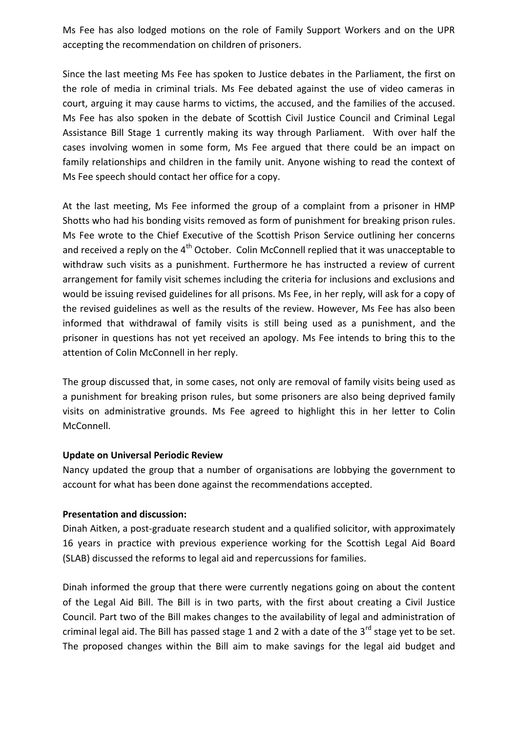Ms Fee has also lodged motions on the role of Family Support Workers and on the UPR accepting the recommendation on children of prisoners.

Since the last meeting Ms Fee has spoken to Justice debates in the Parliament, the first on the role of media in criminal trials. Ms Fee debated against the use of video cameras in court, arguing it may cause harms to victims, the accused, and the families of the accused. Ms Fee has also spoken in the debate of Scottish Civil Justice Council and Criminal Legal Assistance Bill Stage 1 currently making its way through Parliament. With over half the cases involving women in some form, Ms Fee argued that there could be an impact on family relationships and children in the family unit. Anyone wishing to read the context of Ms Fee speech should contact her office for a copy.

At the last meeting, Ms Fee informed the group of a complaint from a prisoner in HMP Shotts who had his bonding visits removed as form of punishment for breaking prison rules. Ms Fee wrote to the Chief Executive of the Scottish Prison Service outlining her concerns and received a reply on the 4th October. Colin McConnell replied that it was unacceptable to withdraw such visits as a punishment. Furthermore he has instructed a review of current arrangement for family visit schemes including the criteria for inclusions and exclusions and would be issuing revised guidelines for all prisons. Ms Fee, in her reply, will ask for a copy of the revised guidelines as well as the results of the review. However, Ms Fee has also been informed that withdrawal of family visits is still being used as a punishment, and the prisoner in questions has not yet received an apology. Ms Fee intends to bring this to the attention of Colin McConnell in her reply.

The group discussed that, in some cases, not only are removal of family visits being used as a punishment for breaking prison rules, but some prisoners are also being deprived family visits on administrative grounds. Ms Fee agreed to highlight this in her letter to Colin McConnell.

**Update on Universal Periodic Review**

Nancy updated the group that a number of organisations are lobbying the government to account for what has been done against the recommendations accepted.

**Presentation and discussion:**

Dinah Aitken, a post-graduate research student and a qualified solicitor, with approximately 16 years in practice with previous experience working for the Scottish Legal Aid Board (SLAB) discussed the reforms to legal aid and repercussions for families.

Dinah informed the group that there were currently negations going on about the content of the Legal Aid Bill. The Bill is in two parts, with the first about creating a Civil Justice Council. Part two of the Bill makes changes to the availability of legal and administration of criminal legal aid. The Bill has passed stage 1 and 2 with a date of the 3rd stage yet to be set. The proposed changes within the Bill aim to make savings for the legal aid budget and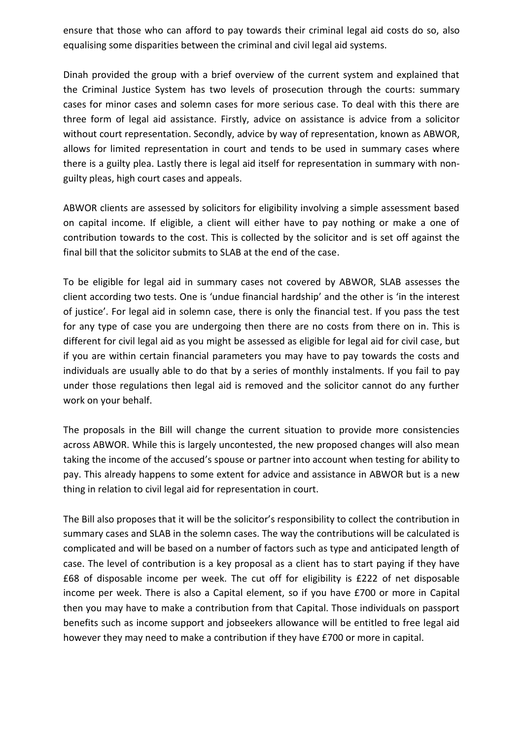ensure that those who can afford to pay towards their criminal legal aid costs do so, also equalising some disparities between the criminal and civil legal aid systems.

Dinah provided the group with a brief overview of the current system and explained that the Criminal Justice System has two levels of prosecution through the courts: summary cases for minor cases and solemn cases for more serious case. To deal with this there are three form of legal aid assistance. Firstly, advice on assistance is advice from a solicitor without court representation. Secondly, advice by way of representation, known as ABWOR, allows for limited representation in court and tends to be used in summary cases where there is a guilty plea. Lastly there is legal aid itself for representation in summary with non-guilty pleas, high court cases and appeals.

ABWOR clients are assessed by solicitors for eligibility involving a simple assessment based on capital income. If eligible, a client will either have to pay nothing or make a one of contribution towards to the cost. This is collected by the solicitor and is set off against the final bill that the solicitor submits to SLAB at the end of the case.

To be eligible for legal aid in summary cases not covered by ABWOR, SLAB assesses the client according two tests. One is 'undue financial hardship' and the other is 'in the interest of justice'. For legal aid in solemn case, there is only the financial test. If you pass the test for any type of case you are undergoing then there are no costs from there on in. This is different for civil legal aid as you might be assessed as eligible for legal aid for civil case, but if you are within certain financial parameters you may have to pay towards the costs and individuals are usually able to do that by a series of monthly instalments. If you fail to pay under those regulations then legal aid is removed and the solicitor cannot do any further work on your behalf.

The proposals in the Bill will change the current situation to provide more consistencies across ABWOR. While this is largely uncontested, the new proposed changes will also mean taking the income of the accused's spouse or partner into account when testing for ability to pay. This already happens to some extent for advice and assistance in ABWOR but is a new thing in relation to civil legal aid for representation in court.

The Bill also proposes that it will be the solicitor's responsibility to collect the contribution in summary cases and SLAB in the solemn cases. The way the contributions will be calculated is complicated and will be based on a number of factors such as type and anticipated length of case. The level of contribution is a key proposal as a client has to start paying if they have £68 of disposable income per week. The cut off for eligibility is £222 of net disposable income per week. There is also a Capital element, so if you have £700 or more in Capital then you may have to make a contribution from that Capital. Those individuals on passport benefits such as income support and jobseekers allowance will be entitled to free legal aid however they may need to make a contribution if they have £700 or more in capital.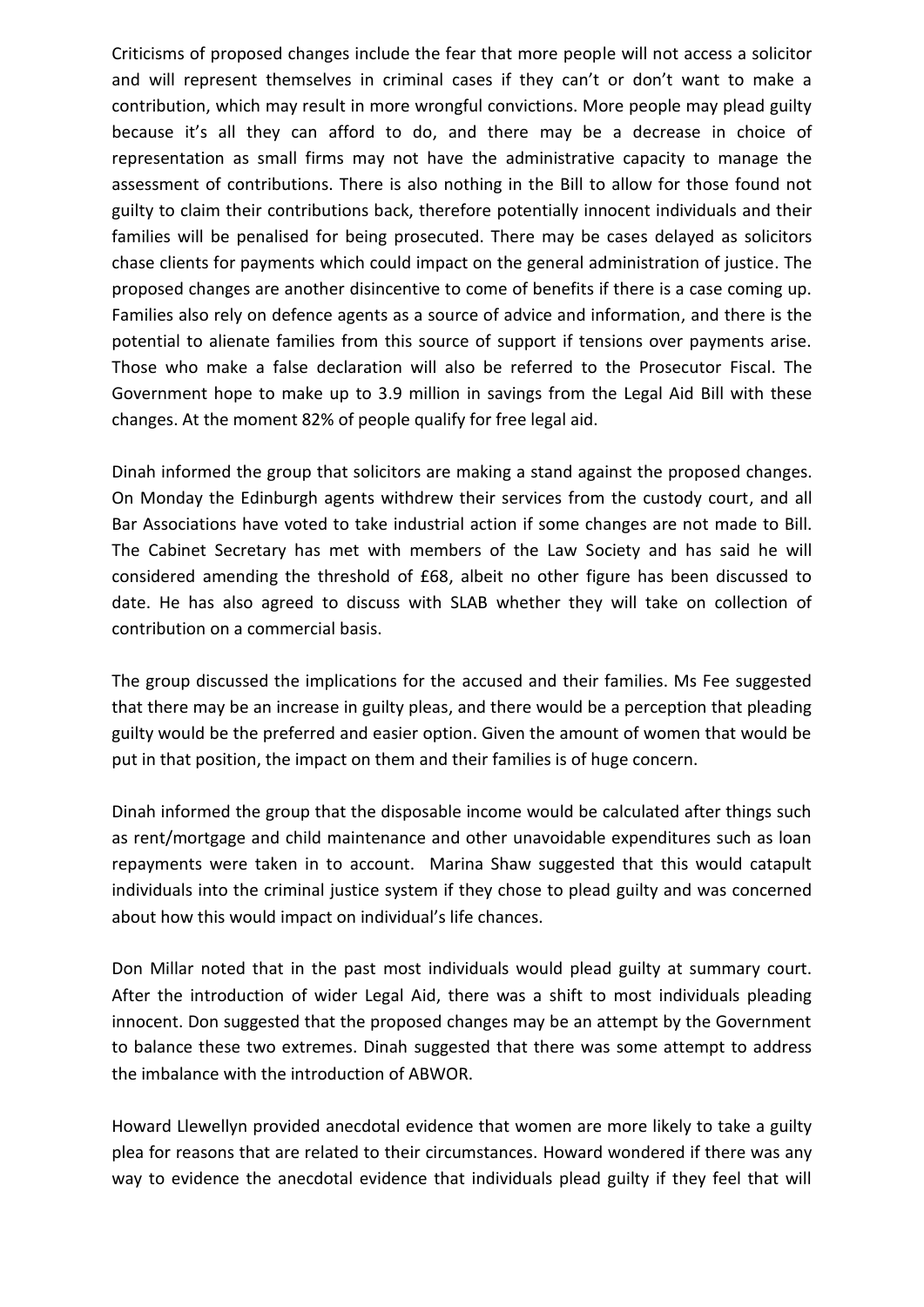Criticisms of proposed changes include the fear that more people will not access a solicitor and will represent themselves in criminal cases if they can't or don't want to make a contribution, which may result in more wrongful convictions. More people may plead guilty because it's all they can afford to do, and there may be a decrease in choice of representation as small firms may not have the administrative capacity to manage the assessment of contributions. There is also nothing in the Bill to allow for those found not guilty to claim their contributions back, therefore potentially innocent individuals and their families will be penalised for being prosecuted. There may be cases delayed as solicitors chase clients for payments which could impact on the general administration of justice. The proposed changes are another disincentive to come of benefits if there is a case coming up. Families also rely on defence agents as a source of advice and information, and there is the potential to alienate families from this source of support if tensions over payments arise. Those who make a false declaration will also be referred to the Prosecutor Fiscal. The Government hope to make up to 3.9 million in savings from the Legal Aid Bill with these changes. At the moment 82% of people qualify for free legal aid.

Dinah informed the group that solicitors are making a stand against the proposed changes. On Monday the Edinburgh agents withdrew their services from the custody court, and all Bar Associations have voted to take industrial action if some changes are not made to Bill. The Cabinet Secretary has met with members of the Law Society and has said he will considered amending the threshold of £68, albeit no other figure has been discussed to date. He has also agreed to discuss with SLAB whether they will take on collection of contribution on a commercial basis.

The group discussed the implications for the accused and their families. Ms Fee suggested that there may be an increase in guilty pleas, and there would be a perception that pleading guilty would be the preferred and easier option. Given the amount of women that would be put in that position, the impact on them and their families is of huge concern.

Dinah informed the group that the disposable income would be calculated after things such as rent/mortgage and child maintenance and other unavoidable expenditures such as loan repayments were taken in to account. Marina Shaw suggested that this would catapult individuals into the criminal justice system if they chose to plead guilty and was concerned about how this would impact on individual's life chances.

Don Millar noted that in the past most individuals would plead guilty at summary court. After the introduction of wider Legal Aid, there was a shift to most individuals pleading innocent. Don suggested that the proposed changes may be an attempt by the Government to balance these two extremes. Dinah suggested that there was some attempt to address the imbalance with the introduction of ABWOR.

Howard Llewellyn provided anecdotal evidence that women are more likely to take a guilty plea for reasons that are related to their circumstances. Howard wondered if there was any way to evidence the anecdotal evidence that individuals plead guilty if they feel that will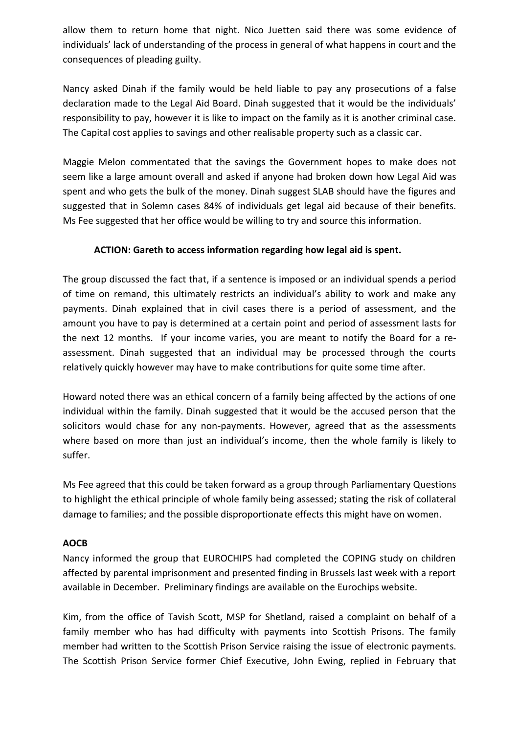allow them to return home that night. Nico Juetten said there was some evidence of individuals' lack of understanding of the process in general of what happens in court and the consequences of pleading guilty.

Nancy asked Dinah if the family would be held liable to pay any prosecutions of a false declaration made to the Legal Aid Board. Dinah suggested that it would be the individuals' responsibility to pay, however it is like to impact on the family as it is another criminal case. The Capital cost applies to savings and other realisable property such as a classic car.

Maggie Melon commentated that the savings the Government hopes to make does not seem like a large amount overall and asked if anyone had broken down how Legal Aid was spent and who gets the bulk of the money. Dinah suggest SLAB should have the figures and suggested that in Solemn cases 84% of individuals get legal aid because of their benefits. Ms Fee suggested that her office would be willing to try and source this information.

**ACTION: Gareth to access information regarding how legal aid is spent.**

The group discussed the fact that, if a sentence is imposed or an individual spends a period of time on remand, this ultimately restricts an individual's ability to work and make any payments. Dinah explained that in civil cases there is a period of assessment, and the amount you have to pay is determined at a certain point and period of assessment lasts for the next 12 months. If your income varies, you are meant to notify the Board for a re-assessment. Dinah suggested that an individual may be processed through the courts relatively quickly however may have to make contributions for quite some time after.

Howard noted there was an ethical concern of a family being affected by the actions of one individual within the family. Dinah suggested that it would be the accused person that the solicitors would chase for any non-payments. However, agreed that as the assessments where based on more than just an individual's income, then the whole family is likely to suffer.

Ms Fee agreed that this could be taken forward as a group through Parliamentary Questions to highlight the ethical principle of whole family being assessed; stating the risk of collateral damage to families; and the possible disproportionate effects this might have on women.

**AOCB**

Nancy informed the group that EUROCHIPS had completed the COPING study on children affected by parental imprisonment and presented finding in Brussels last week with a report available in December. Preliminary findings are available on the Eurochips website.

Kim, from the office of Tavish Scott, MSP for Shetland, raised a complaint on behalf of a family member who has had difficulty with payments into Scottish Prisons. The family member had written to the Scottish Prison Service raising the issue of electronic payments. The Scottish Prison Service former Chief Executive, John Ewing, replied in February that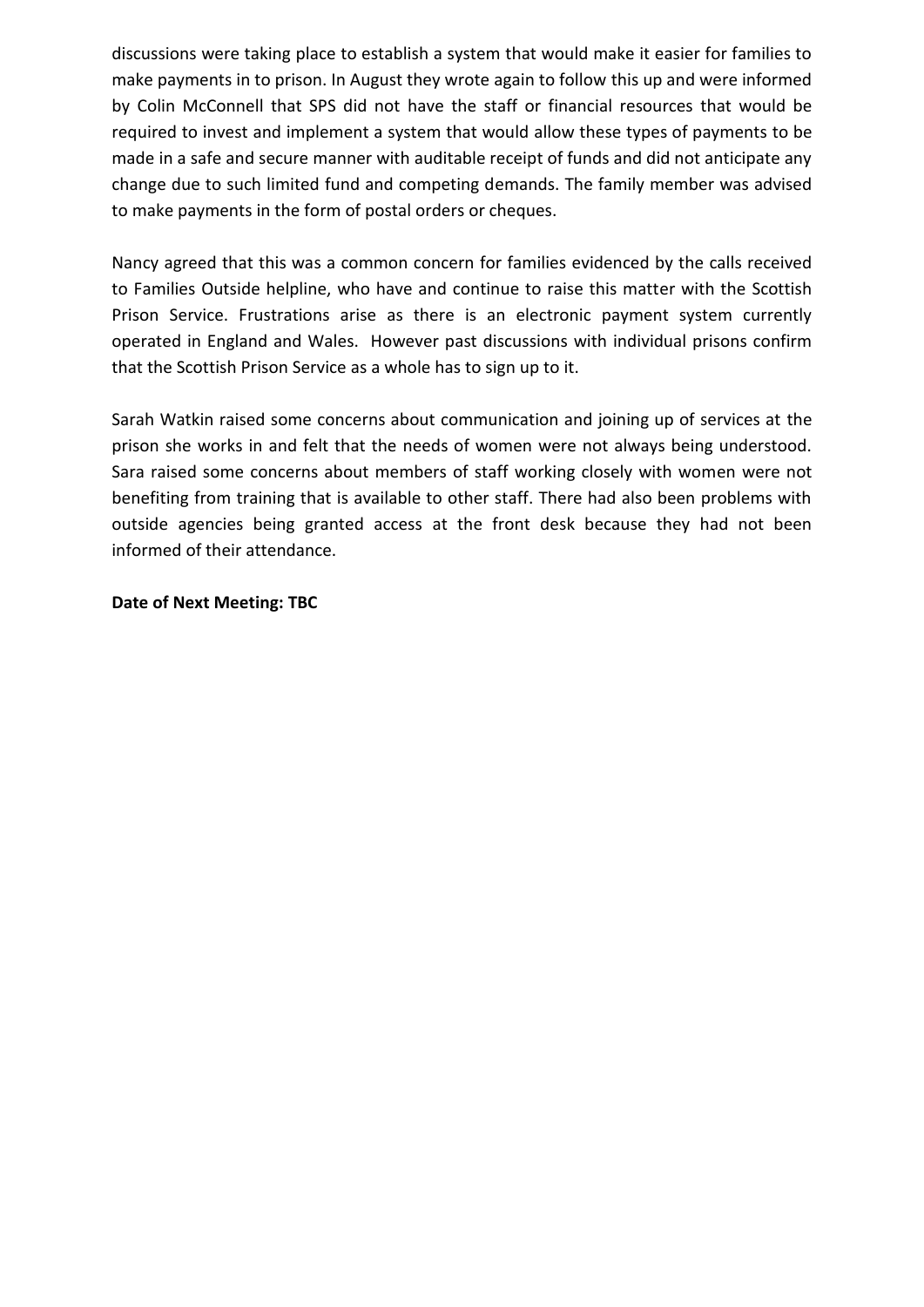discussions were taking place to establish a system that would make it easier for families to make payments in to prison. In August they wrote again to follow this up and were informed by Colin McConnell that SPS did not have the staff or financial resources that would be required to invest and implement a system that would allow these types of payments to be made in a safe and secure manner with auditable receipt of funds and did not anticipate any change due to such limited fund and competing demands. The family member was advised to make payments in the form of postal orders or cheques.

Nancy agreed that this was a common concern for families evidenced by the calls received to Families Outside helpline, who have and continue to raise this matter with the Scottish Prison Service. Frustrations arise as there is an electronic payment system currently operated in England and Wales. However past discussions with individual prisons confirm that the Scottish Prison Service as a whole has to sign up to it.

Sarah Watkin raised some concerns about communication and joining up of services at the prison she works in and felt that the needs of women were not always being understood. Sara raised some concerns about members of staff working closely with women were not benefiting from training that is available to other staff. There had also been problems with outside agencies being granted access at the front desk because they had not been informed of their attendance.

**Date of Next Meeting: TBC**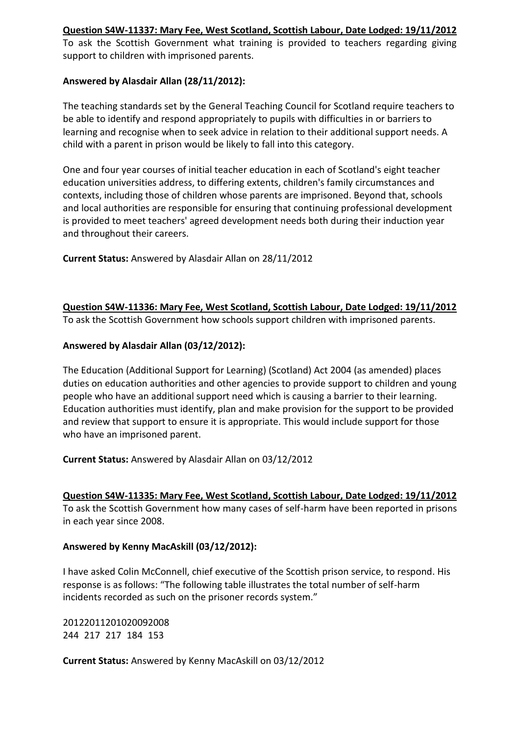**Question S4W-11337: Mary Fee, West Scotland, Scottish Labour, Date Lodged: 19/11/2012**

To ask the Scottish Government what training is provided to teachers regarding giving support to children with imprisoned parents.

**Answered by Alasdair Allan (28/11/2012):**

The teaching standards set by the General Teaching Council for Scotland require teachers to be able to identify and respond appropriately to pupils with difficulties in or barriers to learning and recognise when to seek advice in relation to their additional support needs. A child with a parent in prison would be likely to fall into this category.

One and four year courses of initial teacher education in each of Scotland's eight teacher education universities address, to differing extents, children's family circumstances and contexts, including those of children whose parents are imprisoned. Beyond that, schools and local authorities are responsible for ensuring that continuing professional development is provided to meet teachers' agreed development needs both during their induction year and throughout their careers.

**Current Status:** Answered by Alasdair Allan on 28/11/2012

**Question S4W-11336: Mary Fee, West Scotland, Scottish Labour, Date Lodged: 19/11/2012**

To ask the Scottish Government how schools support children with imprisoned parents.

**Answered by Alasdair Allan (03/12/2012):**

The Education (Additional Support for Learning) (Scotland) Act 2004 (as amended) places duties on education authorities and other agencies to provide support to children and young people who have an additional support need which is causing a barrier to their learning. Education authorities must identify, plan and make provision for the support to be provided and review that support to ensure it is appropriate. This would include support for those who have an imprisoned parent.

**Current Status:** Answered by Alasdair Allan on 03/12/2012

**Question S4W-11335: Mary Fee, West Scotland, Scottish Labour, Date Lodged: 19/11/2012**

To ask the Scottish Government how many cases of self-harm have been reported in prisons in each year since 2008.

**Answered by Kenny MacAskill (03/12/2012):**

I have asked Colin McConnell, chief executive of the Scottish prison service, to respond. His response is as follows: "The following table illustrates the total number of self-harm incidents recorded as such on the prisoner records system."

| 2012 | 2011 | 2010 | 2009 | 2008 |
|---|---|---|---|---|
| 244 | 217 | 217 | 184 | 153 |

**Current Status:** Answered by Kenny MacAskill on 03/12/2012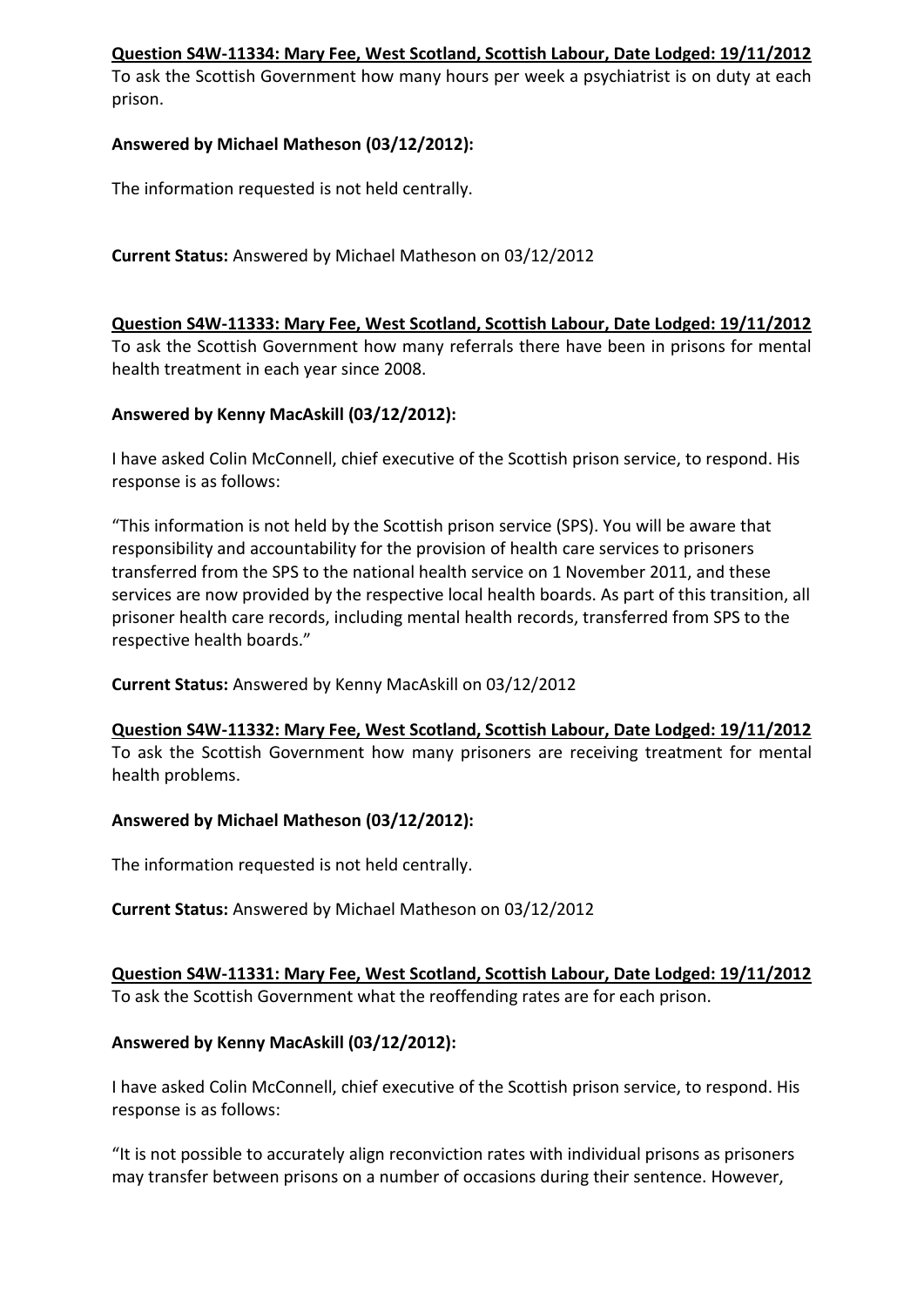**Question S4W-11334: Mary Fee, West Scotland, Scottish Labour, Date Lodged: 19/11/2012**

To ask the Scottish Government how many hours per week a psychiatrist is on duty at each prison.

**Answered by Michael Matheson (03/12/2012):**

The information requested is not held centrally.

**Current Status:** Answered by Michael Matheson on 03/12/2012

**Question S4W-11333: Mary Fee, West Scotland, Scottish Labour, Date Lodged: 19/11/2012**

To ask the Scottish Government how many referrals there have been in prisons for mental health treatment in each year since 2008.

**Answered by Kenny MacAskill (03/12/2012):**

I have asked Colin McConnell, chief executive of the Scottish prison service, to respond. His response is as follows:

"This information is not held by the Scottish prison service (SPS). You will be aware that responsibility and accountability for the provision of health care services to prisoners transferred from the SPS to the national health service on 1 November 2011, and these services are now provided by the respective local health boards. As part of this transition, all prisoner health care records, including mental health records, transferred from SPS to the respective health boards."

**Current Status:** Answered by Kenny MacAskill on 03/12/2012

**Question S4W-11332: Mary Fee, West Scotland, Scottish Labour, Date Lodged: 19/11/2012**

To ask the Scottish Government how many prisoners are receiving treatment for mental health problems.

**Answered by Michael Matheson (03/12/2012):**

The information requested is not held centrally.

**Current Status:** Answered by Michael Matheson on 03/12/2012

**Question S4W-11331: Mary Fee, West Scotland, Scottish Labour, Date Lodged: 19/11/2012**

To ask the Scottish Government what the reoffending rates are for each prison.

**Answered by Kenny MacAskill (03/12/2012):**

I have asked Colin McConnell, chief executive of the Scottish prison service, to respond. His response is as follows:

"It is not possible to accurately align reconviction rates with individual prisons as prisoners may transfer between prisons on a number of occasions during their sentence. However,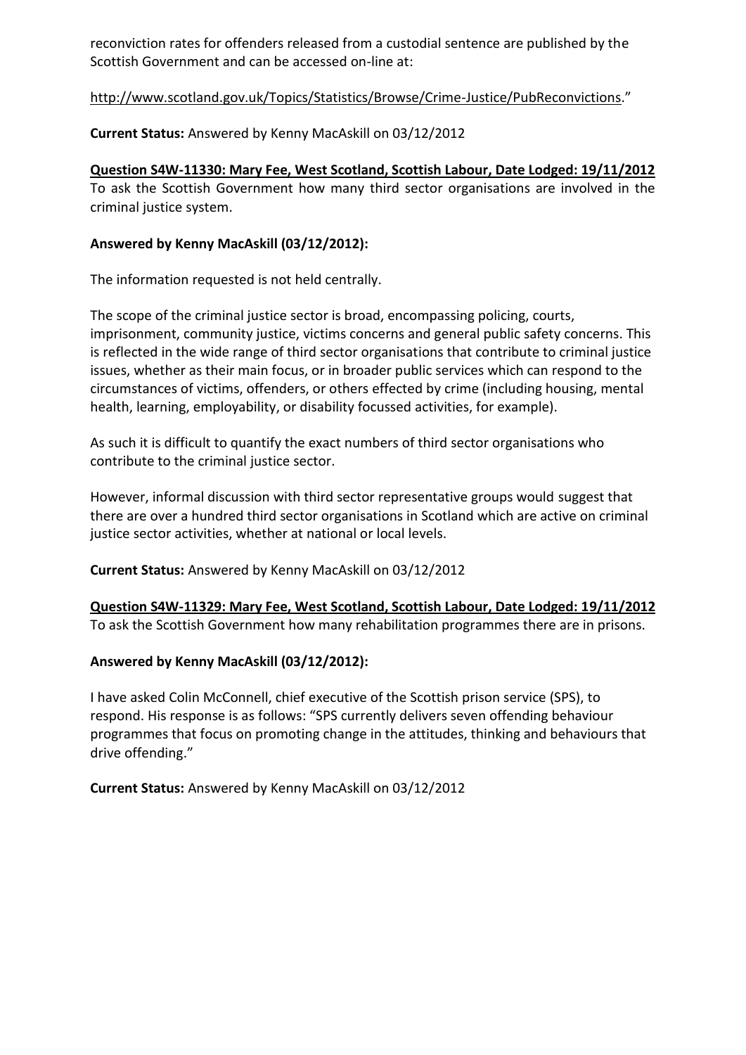reconviction rates for offenders released from a custodial sentence are published by the Scottish Government and can be accessed on-line at:

http://www.scotland.gov.uk/Topics/Statistics/Browse/Crime-Justice/PubReconvictions."

**Current Status:** Answered by Kenny MacAskill on 03/12/2012

**Question S4W-11330: Mary Fee, West Scotland, Scottish Labour, Date Lodged: 19/11/2012**

To ask the Scottish Government how many third sector organisations are involved in the criminal justice system.

**Answered by Kenny MacAskill (03/12/2012):**

The information requested is not held centrally.

The scope of the criminal justice sector is broad, encompassing policing, courts, imprisonment, community justice, victims concerns and general public safety concerns. This is reflected in the wide range of third sector organisations that contribute to criminal justice issues, whether as their main focus, or in broader public services which can respond to the circumstances of victims, offenders, or others effected by crime (including housing, mental health, learning, employability, or disability focussed activities, for example).

As such it is difficult to quantify the exact numbers of third sector organisations who contribute to the criminal justice sector.

However, informal discussion with third sector representative groups would suggest that there are over a hundred third sector organisations in Scotland which are active on criminal justice sector activities, whether at national or local levels.

**Current Status:** Answered by Kenny MacAskill on 03/12/2012

**Question S4W-11329: Mary Fee, West Scotland, Scottish Labour, Date Lodged: 19/11/2012**

To ask the Scottish Government how many rehabilitation programmes there are in prisons.

**Answered by Kenny MacAskill (03/12/2012):**

I have asked Colin McConnell, chief executive of the Scottish prison service (SPS), to respond. His response is as follows: "SPS currently delivers seven offending behaviour programmes that focus on promoting change in the attitudes, thinking and behaviours that drive offending."

**Current Status:** Answered by Kenny MacAskill on 03/12/2012